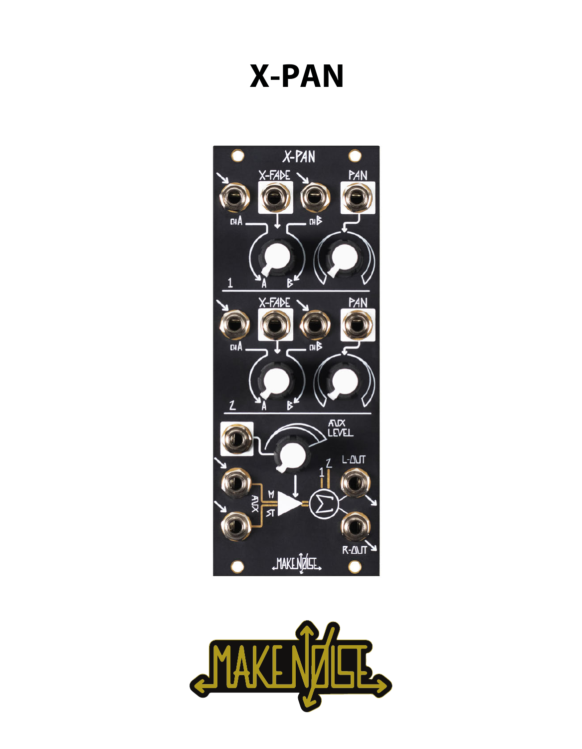# X-PAN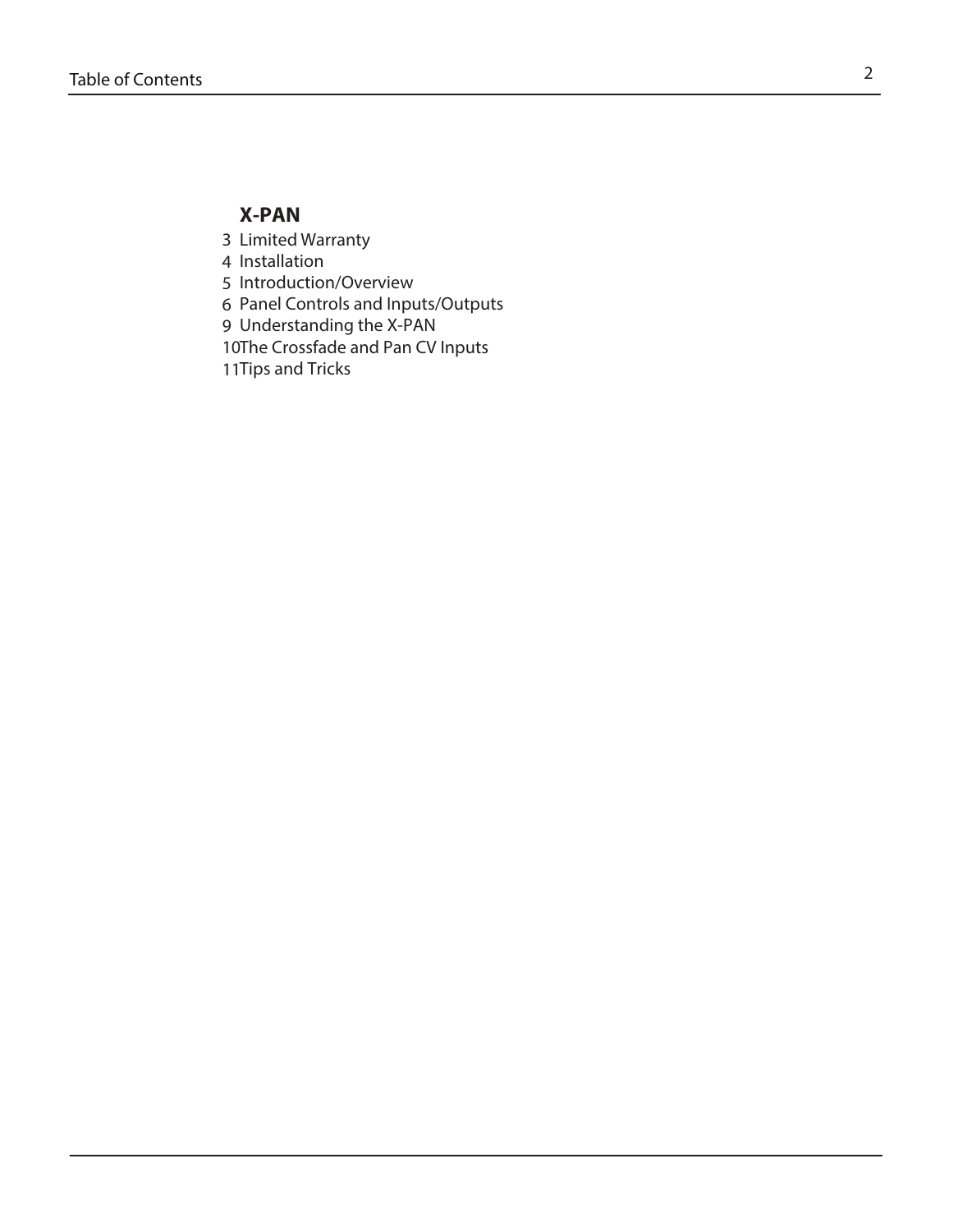# Table of Contents

## X-PAN

3 Limited Warranty
4 Installation
5 Introduction/Overview
6 Panel Controls and Inputs/Outputs
9 Understanding the X-PAN
10 The Crossfade and Pan CV Inputs
11 Tips and Tricks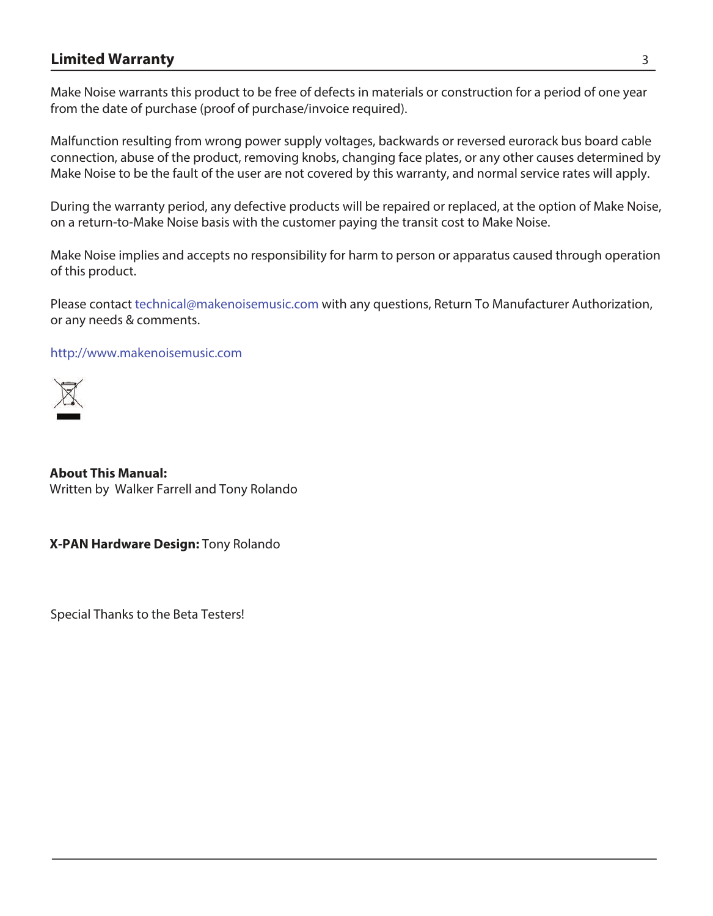## Limited Warranty

Make Noise warrants this product to be free of defects in materials or construction for a period of one year from the date of purchase (proof of purchase/invoice required).

Malfunction resulting from wrong power supply voltages, backwards or reversed eurorack bus board cable connection, abuse of the product, removing knobs, changing face plates, or any other causes determined by Make Noise to be the fault of the user are not covered by this warranty, and normal service rates will apply.

During the warranty period, any defective products will be repaired or replaced, at the option of Make Noise, on a return-to-Make Noise basis with the customer paying the transit cost to Make Noise.

Make Noise implies and accepts no responsibility for harm to person or apparatus caused through operation of this product.

Please contact technical@makenoisemusic.com with any questions, Return To Manufacturer Authorization, or any needs & comments.

http://www.makenoisemusic.com

**About This Manual:**
Written by Walker Farrell and Tony Rolando

**X-PAN Hardware Design:** Tony Rolando

Special Thanks to the Beta Testers!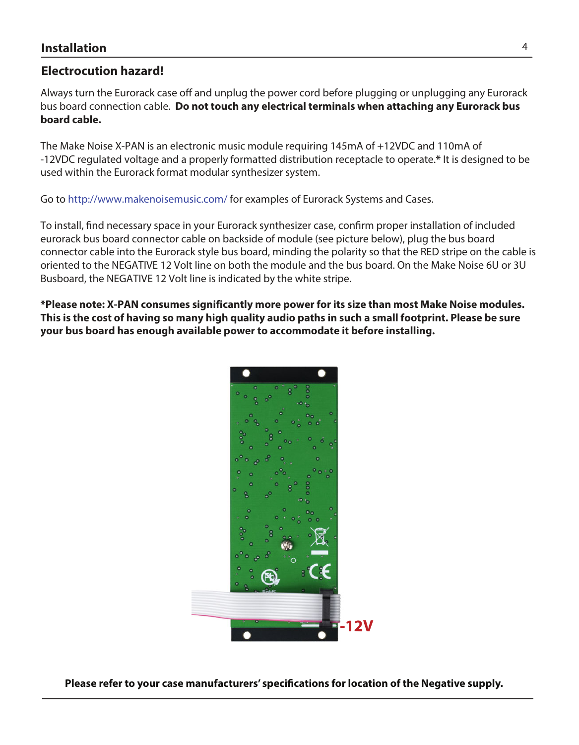## Installation

### Electrocution hazard!

Always turn the Eurorack case off and unplug the power cord before plugging or unplugging any Eurorack bus board connection cable. **Do not touch any electrical terminals when attaching any Eurorack bus board cable.**

The Make Noise X-PAN is an electronic music module requiring 145mA of +12VDC and 110mA of -12VDC regulated voltage and a properly formatted distribution receptacle to operate.* It is designed to be used within the Eurorack format modular synthesizer system.

Go to http://www.makenoisemusic.com/ for examples of Eurorack Systems and Cases.

To install, find necessary space in your Eurorack synthesizer case, confirm proper installation of included eurorack bus board connector cable on backside of module (see picture below), plug the bus board connector cable into the Eurorack style bus board, minding the polarity so that the RED stripe on the cable is oriented to the NEGATIVE 12 Volt line on both the module and the bus board. On the Make Noise 6U or 3U Busboard, the NEGATIVE 12 Volt line is indicated by the white stripe.

**\*Please note: X-PAN consumes significantly more power for its size than most Make Noise modules. This is the cost of having so many high quality audio paths in such a small footprint. Please be sure your bus board has enough available power to accommodate it before installing.**

-12V

**Please refer to your case manufacturers' specifications for location of the Negative supply.**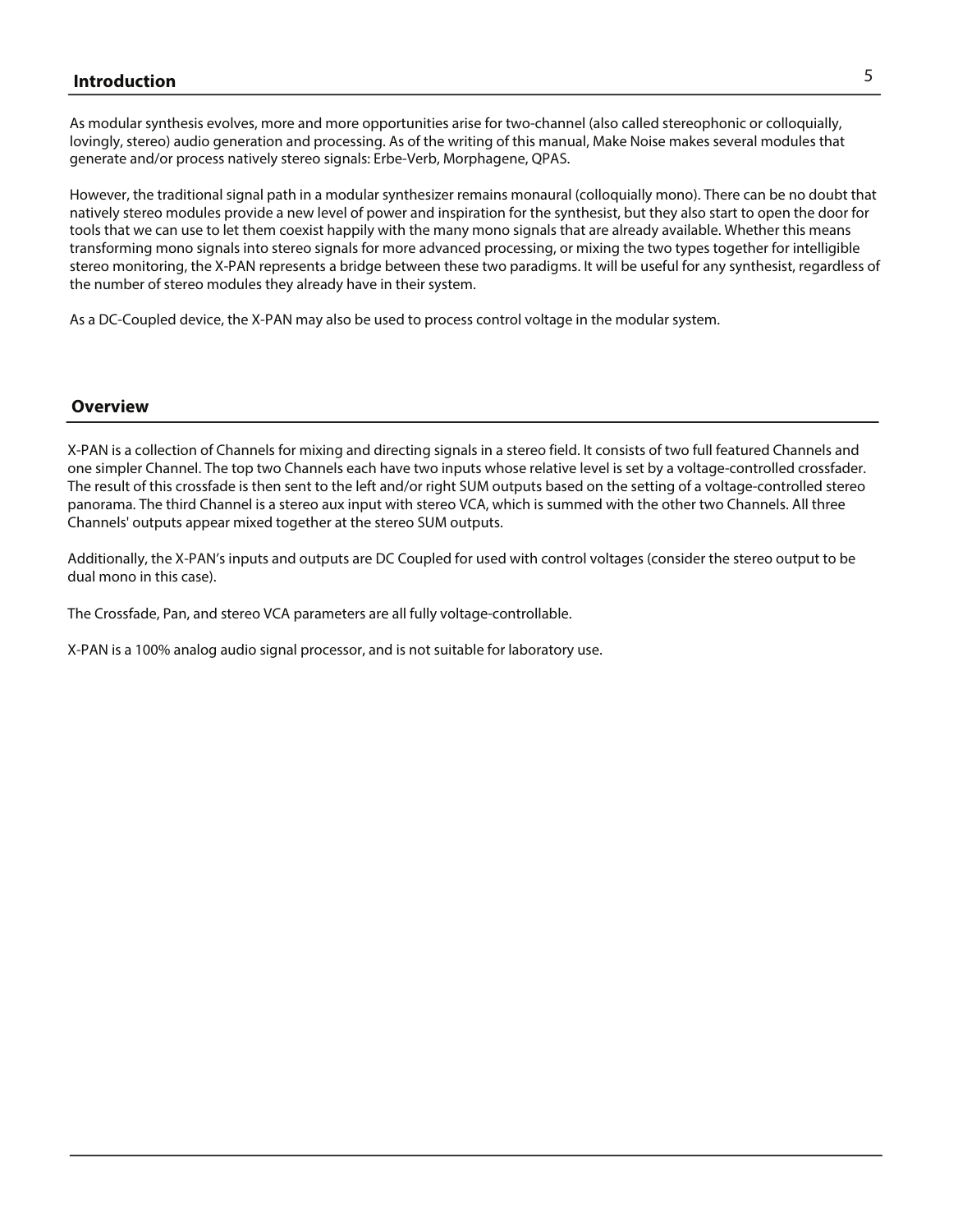## Introduction

As modular synthesis evolves, more and more opportunities arise for two-channel (also called stereophonic or colloquially, lovingly, stereo) audio generation and processing. As of the writing of this manual, Make Noise makes several modules that generate and/or process natively stereo signals: Erbe-Verb, Morphagene, QPAS.

However, the traditional signal path in a modular synthesizer remains monaural (colloquially mono). There can be no doubt that natively stereo modules provide a new level of power and inspiration for the synthesist, but they also start to open the door for tools that we can use to let them coexist happily with the many mono signals that are already available. Whether this means transforming mono signals into stereo signals for more advanced processing, or mixing the two types together for intelligible stereo monitoring, the X-PAN represents a bridge between these two paradigms. It will be useful for any synthesist, regardless of the number of stereo modules they already have in their system.

As a DC-Coupled device, the X-PAN may also be used to process control voltage in the modular system.

## Overview

X-PAN is a collection of Channels for mixing and directing signals in a stereo field. It consists of two full featured Channels and one simpler Channel. The top two Channels each have two inputs whose relative level is set by a voltage-controlled crossfader. The result of this crossfade is then sent to the left and/or right SUM outputs based on the setting of a voltage-controlled stereo panorama. The third Channel is a stereo aux input with stereo VCA, which is summed with the other two Channels. All three Channels' outputs appear mixed together at the stereo SUM outputs.

Additionally, the X-PAN's inputs and outputs are DC Coupled for used with control voltages (consider the stereo output to be dual mono in this case).

The Crossfade, Pan, and stereo VCA parameters are all fully voltage-controllable.

X-PAN is a 100% analog audio signal processor, and is not suitable for laboratory use.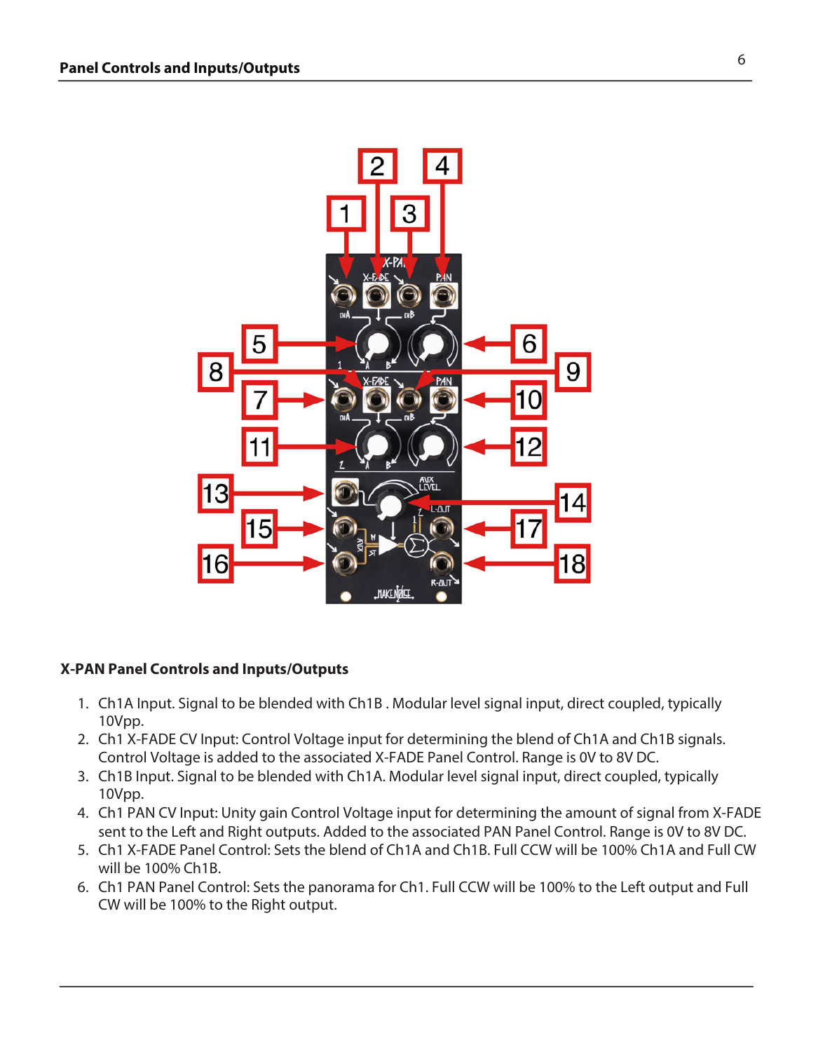## Panel Controls and Inputs/Outputs

### X-PAN Panel Controls and Inputs/Outputs

1. Ch1A Input. Signal to be blended with Ch1B . Modular level signal input, direct coupled, typically 10Vpp.
2. Ch1 X-FADE CV Input: Control Voltage input for determining the blend of Ch1A and Ch1B signals. Control Voltage is added to the associated X-FADE Panel Control. Range is 0V to 8V DC.
3. Ch1B Input. Signal to be blended with Ch1A. Modular level signal input, direct coupled, typically 10Vpp.
4. Ch1 PAN CV Input: Unity gain Control Voltage input for determining the amount of signal from X-FADE sent to the Left and Right outputs. Added to the associated PAN Panel Control. Range is 0V to 8V DC.
5. Ch1 X-FADE Panel Control: Sets the blend of Ch1A and Ch1B. Full CCW will be 100% Ch1A and Full CW will be 100% Ch1B.
6. Ch1 PAN Panel Control: Sets the panorama for Ch1. Full CCW will be 100% to the Left output and Full CW will be 100% to the Right output.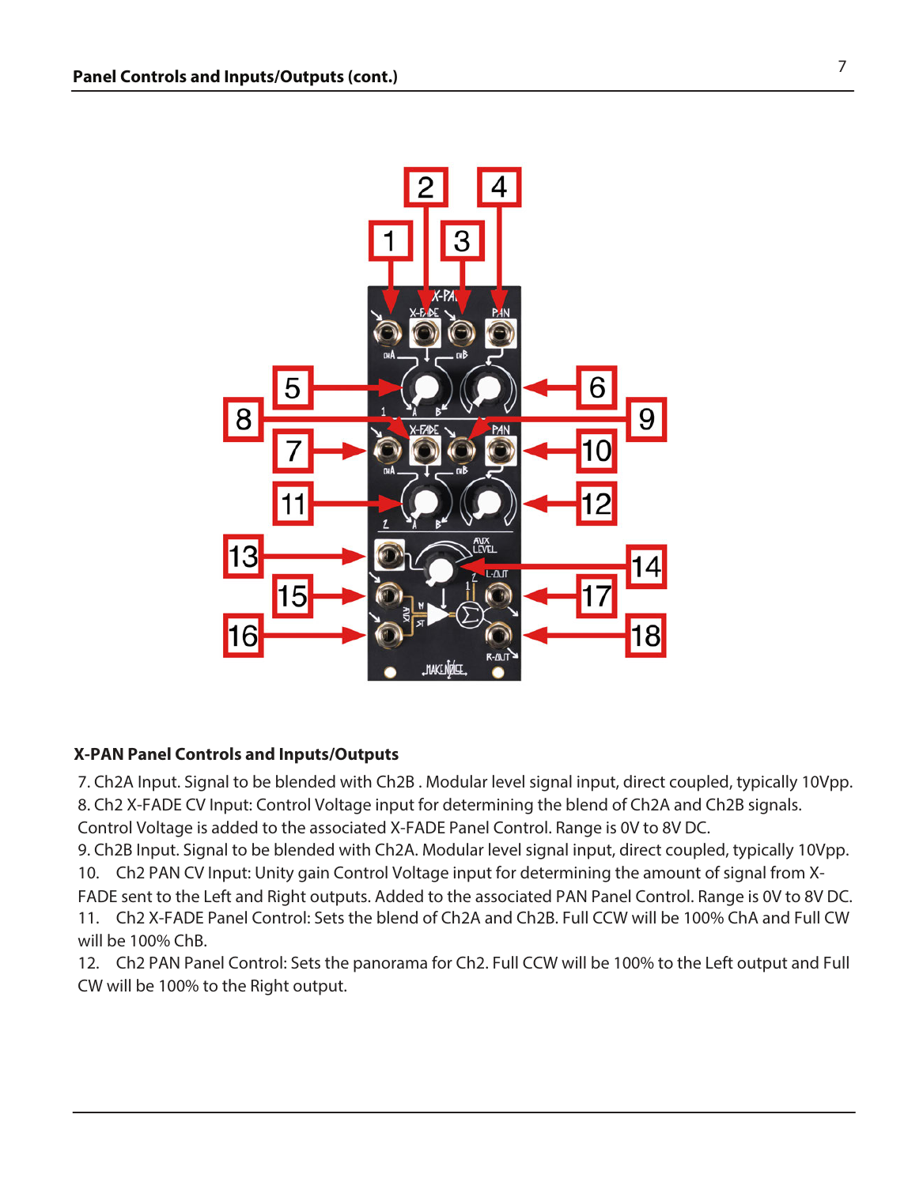## Panel Controls and Inputs/Outputs (cont.)

### X-PAN Panel Controls and Inputs/Outputs

7. Ch2A Input. Signal to be blended with Ch2B . Modular level signal input, direct coupled, typically 10Vpp.
8. Ch2 X-FADE CV Input: Control Voltage input for determining the blend of Ch2A and Ch2B signals. Control Voltage is added to the associated X-FADE Panel Control. Range is 0V to 8V DC.
9. Ch2B Input. Signal to be blended with Ch2A. Modular level signal input, direct coupled, typically 10Vpp.
10. Ch2 PAN CV Input: Unity gain Control Voltage input for determining the amount of signal from X-FADE sent to the Left and Right outputs. Added to the associated PAN Panel Control. Range is 0V to 8V DC.
11. Ch2 X-FADE Panel Control: Sets the blend of Ch2A and Ch2B. Full CCW will be 100% ChA and Full CW will be 100% ChB.
12. Ch2 PAN Panel Control: Sets the panorama for Ch2. Full CCW will be 100% to the Left output and Full CW will be 100% to the Right output.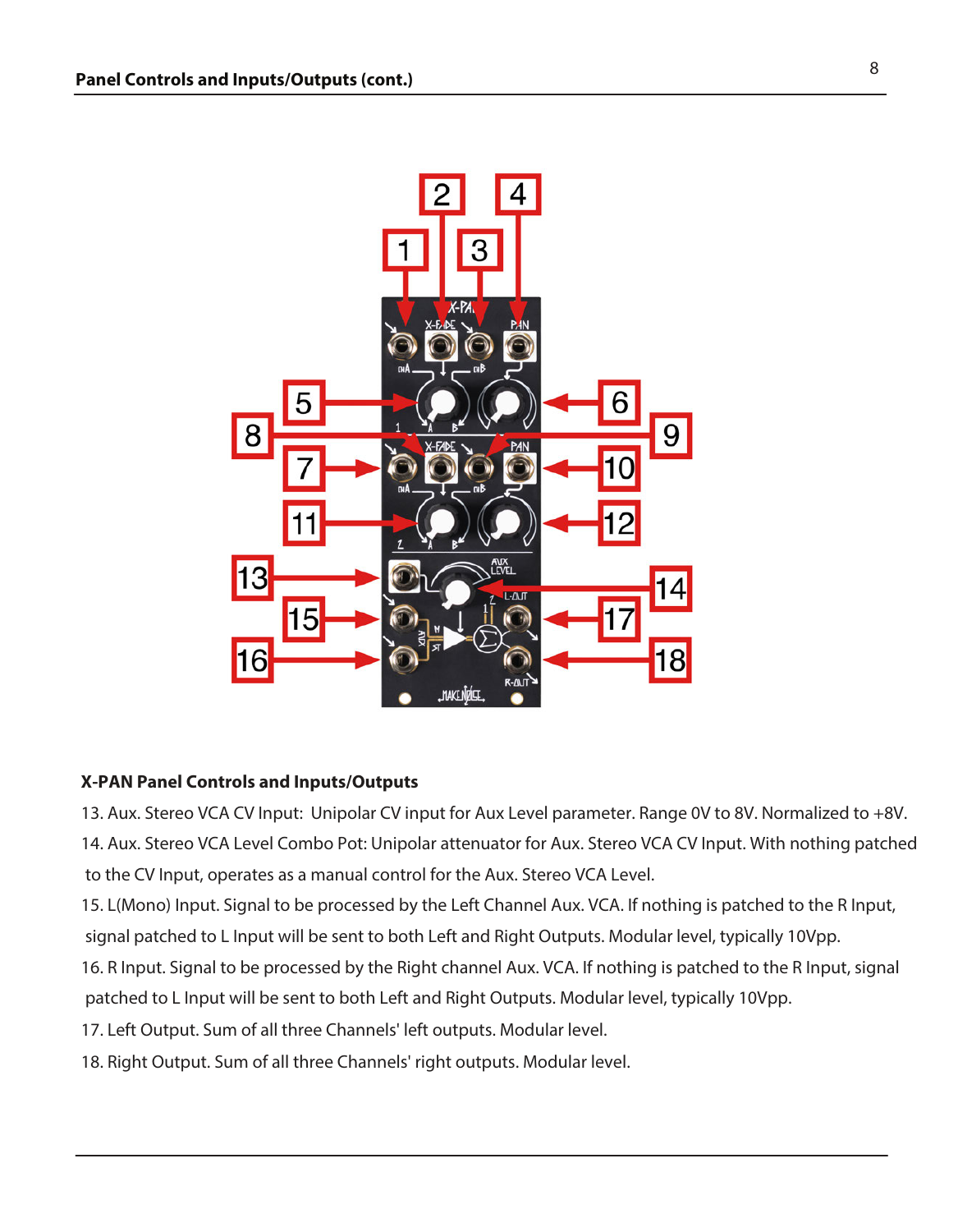## Panel Controls and Inputs/Outputs (cont.)

### X-PAN Panel Controls and Inputs/Outputs

13. Aux. Stereo VCA CV Input: Unipolar CV input for Aux Level parameter. Range 0V to 8V. Normalized to +8V.
14. Aux. Stereo VCA Level Combo Pot: Unipolar attenuator for Aux. Stereo VCA CV Input. With nothing patched to the CV Input, operates as a manual control for the Aux. Stereo VCA Level.
15. L(Mono) Input. Signal to be processed by the Left Channel Aux. VCA. If nothing is patched to the R Input, signal patched to L Input will be sent to both Left and Right Outputs. Modular level, typically 10Vpp.
16. R Input. Signal to be processed by the Right channel Aux. VCA. If nothing is patched to the R Input, signal patched to L Input will be sent to both Left and Right Outputs. Modular level, typically 10Vpp.
17. Left Output. Sum of all three Channels' left outputs. Modular level.
18. Right Output. Sum of all three Channels' right outputs. Modular level.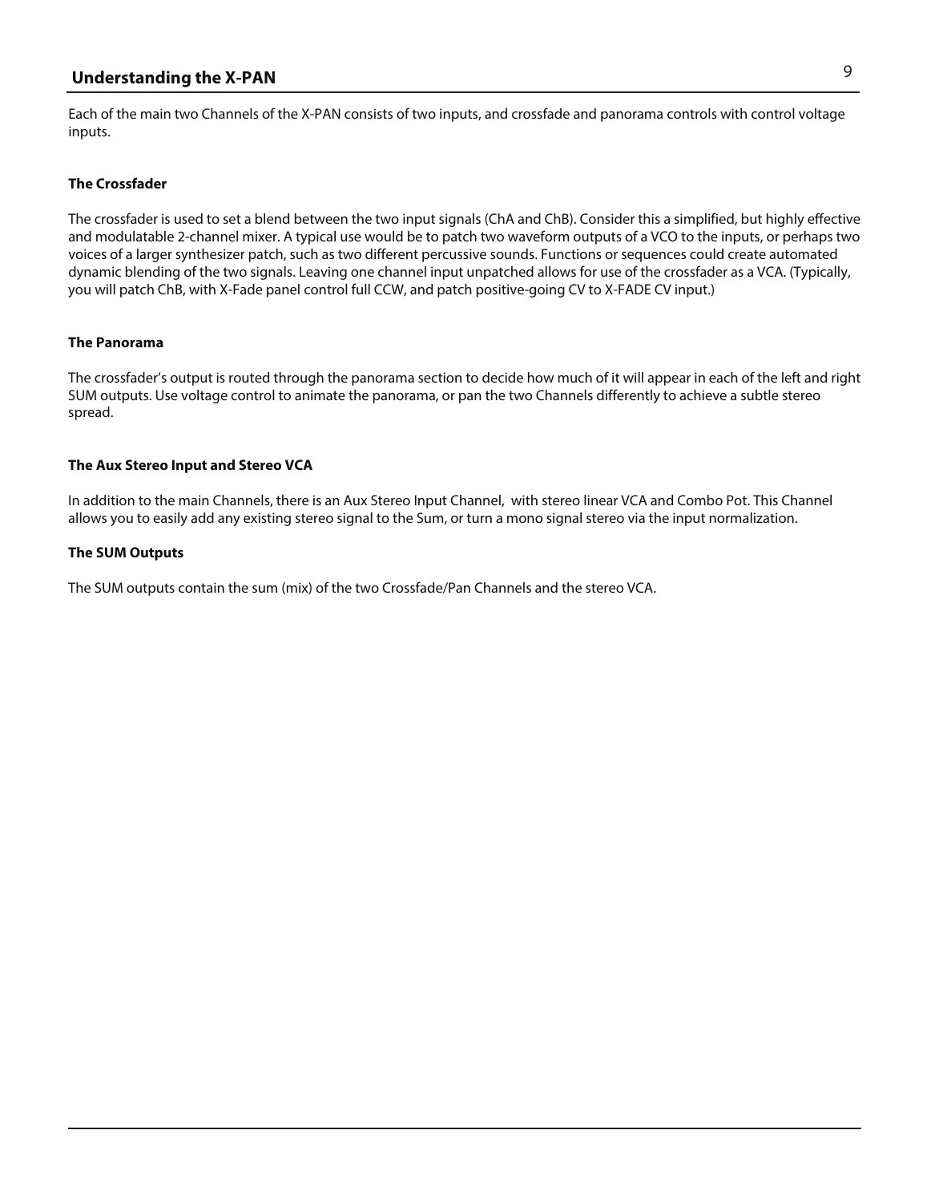## Understanding the X-PAN

Each of the main two Channels of the X-PAN consists of two inputs, and crossfade and panorama controls with control voltage inputs.

### The Crossfader

The crossfader is used to set a blend between the two input signals (ChA and ChB). Consider this a simplified, but highly effective and modulatable 2-channel mixer. A typical use would be to patch two waveform outputs of a VCO to the inputs, or perhaps two voices of a larger synthesizer patch, such as two different percussive sounds. Functions or sequences could create automated dynamic blending of the two signals. Leaving one channel input unpatched allows for use of the crossfader as a VCA. (Typically, you will patch ChB, with X-Fade panel control full CCW, and patch positive-going CV to X-FADE CV input.)

### The Panorama

The crossfader's output is routed through the panorama section to decide how much of it will appear in each of the left and right SUM outputs. Use voltage control to animate the panorama, or pan the two Channels differently to achieve a subtle stereo spread.

### The Aux Stereo Input and Stereo VCA

In addition to the main Channels, there is an Aux Stereo Input Channel, with stereo linear VCA and Combo Pot. This Channel allows you to easily add any existing stereo signal to the Sum, or turn a mono signal stereo via the input normalization.

### The SUM Outputs

The SUM outputs contain the sum (mix) of the two Crossfade/Pan Channels and the stereo VCA.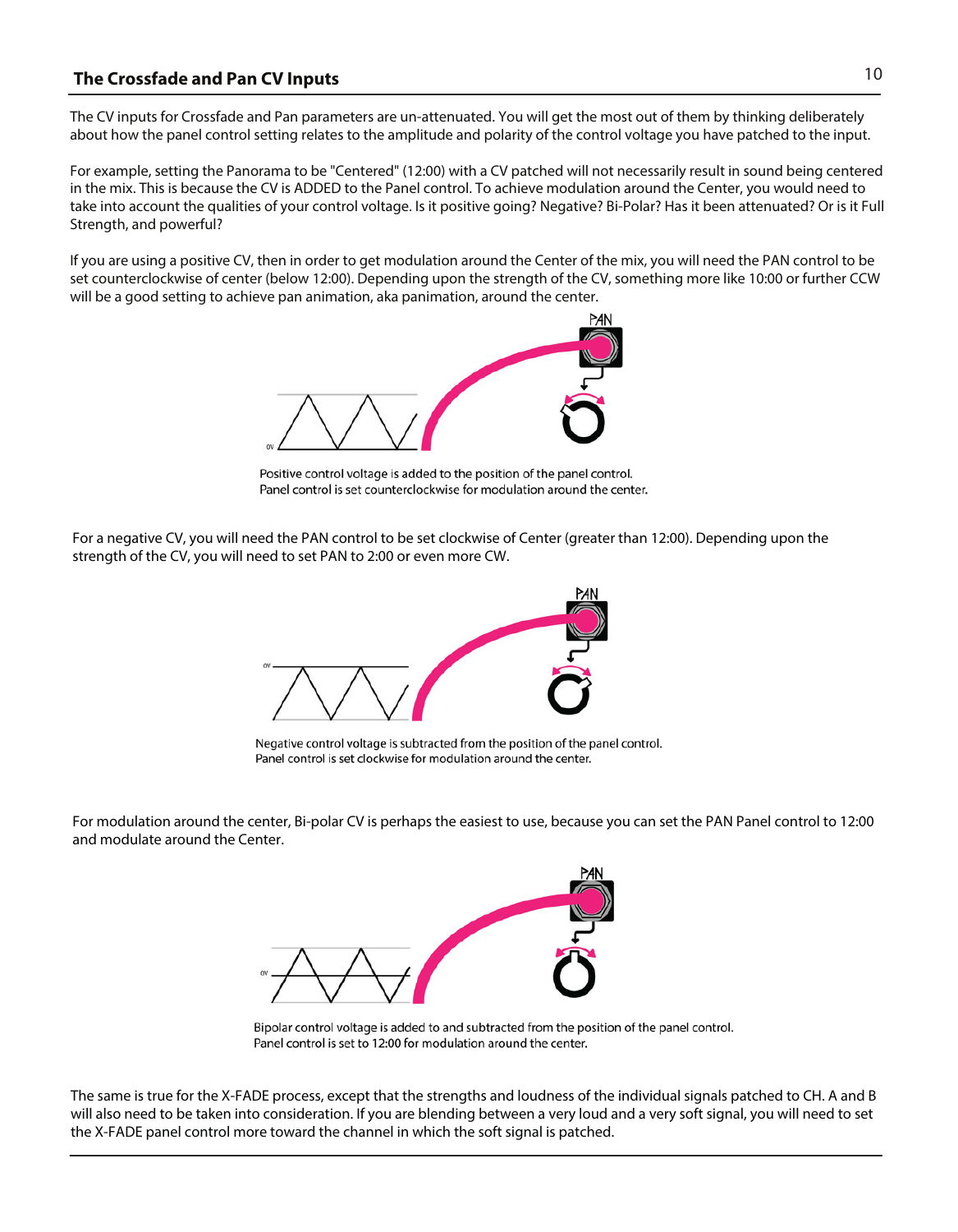## The Crossfade and Pan CV Inputs

The CV inputs for Crossfade and Pan parameters are un-attenuated. You will get the most out of them by thinking deliberately about how the panel control setting relates to the amplitude and polarity of the control voltage you have patched to the input.

For example, setting the Panorama to be "Centered" (12:00) with a CV patched will not necessarily result in sound being centered in the mix. This is because the CV is ADDED to the Panel control. To achieve modulation around the Center, you would need to take into account the qualities of your control voltage. Is it positive going? Negative? Bi-Polar? Has it been attenuated? Or is it Full Strength, and powerful?

If you are using a positive CV, then in order to get modulation around the Center of the mix, you will need the PAN control to be set counterclockwise of center (below 12:00). Depending upon the strength of the CV, something more like 10:00 or further CCW will be a good setting to achieve pan animation, aka panimation, around the center.

Positive control voltage is added to the position of the panel control.
Panel control is set counterclockwise for modulation around the center.

For a negative CV, you will need the PAN control to be set clockwise of Center (greater than 12:00). Depending upon the strength of the CV, you will need to set PAN to 2:00 or even more CW.

Negative control voltage is subtracted from the position of the panel control.
Panel control is set clockwise for modulation around the center.

For modulation around the center, Bi-polar CV is perhaps the easiest to use, because you can set the PAN Panel control to 12:00 and modulate around the Center.

Bipolar control voltage is added to and subtracted from the position of the panel control.
Panel control is set to 12:00 for modulation around the center.

The same is true for the X-FADE process, except that the strengths and loudness of the individual signals patched to CH. A and B will also need to be taken into consideration. If you are blending between a very loud and a very soft signal, you will need to set the X-FADE panel control more toward the channel in which the soft signal is patched.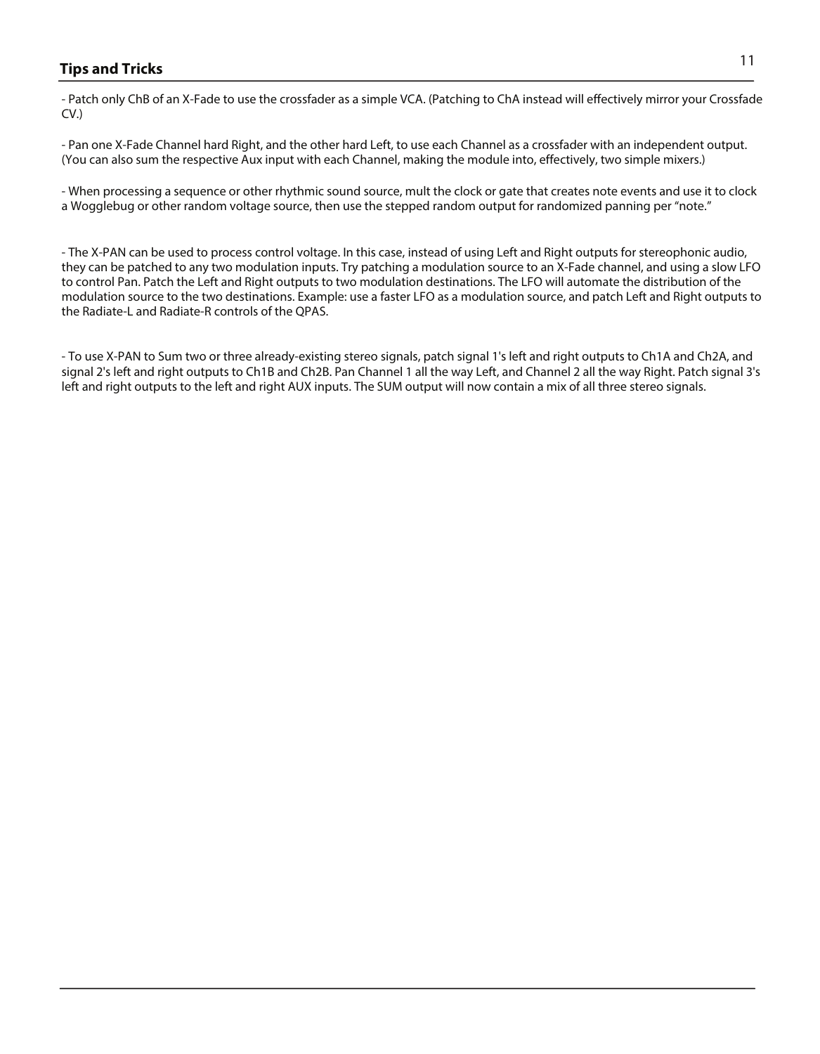## Tips and Tricks

- Patch only ChB of an X-Fade to use the crossfader as a simple VCA. (Patching to ChA instead will effectively mirror your Crossfade CV.)

- Pan one X-Fade Channel hard Right, and the other hard Left, to use each Channel as a crossfader with an independent output. (You can also sum the respective Aux input with each Channel, making the module into, effectively, two simple mixers.)

- When processing a sequence or other rhythmic sound source, mult the clock or gate that creates note events and use it to clock a Wogglebug or other random voltage source, then use the stepped random output for randomized panning per "note."

- The X-PAN can be used to process control voltage. In this case, instead of using Left and Right outputs for stereophonic audio, they can be patched to any two modulation inputs. Try patching a modulation source to an X-Fade channel, and using a slow LFO to control Pan. Patch the Left and Right outputs to two modulation destinations. The LFO will automate the distribution of the modulation source to the two destinations. Example: use a faster LFO as a modulation source, and patch Left and Right outputs to the Radiate-L and Radiate-R controls of the QPAS.

- To use X-PAN to Sum two or three already-existing stereo signals, patch signal 1's left and right outputs to Ch1A and Ch2A, and signal 2's left and right outputs to Ch1B and Ch2B. Pan Channel 1 all the way Left, and Channel 2 all the way Right. Patch signal 3's left and right outputs to the left and right AUX inputs. The SUM output will now contain a mix of all three stereo signals.